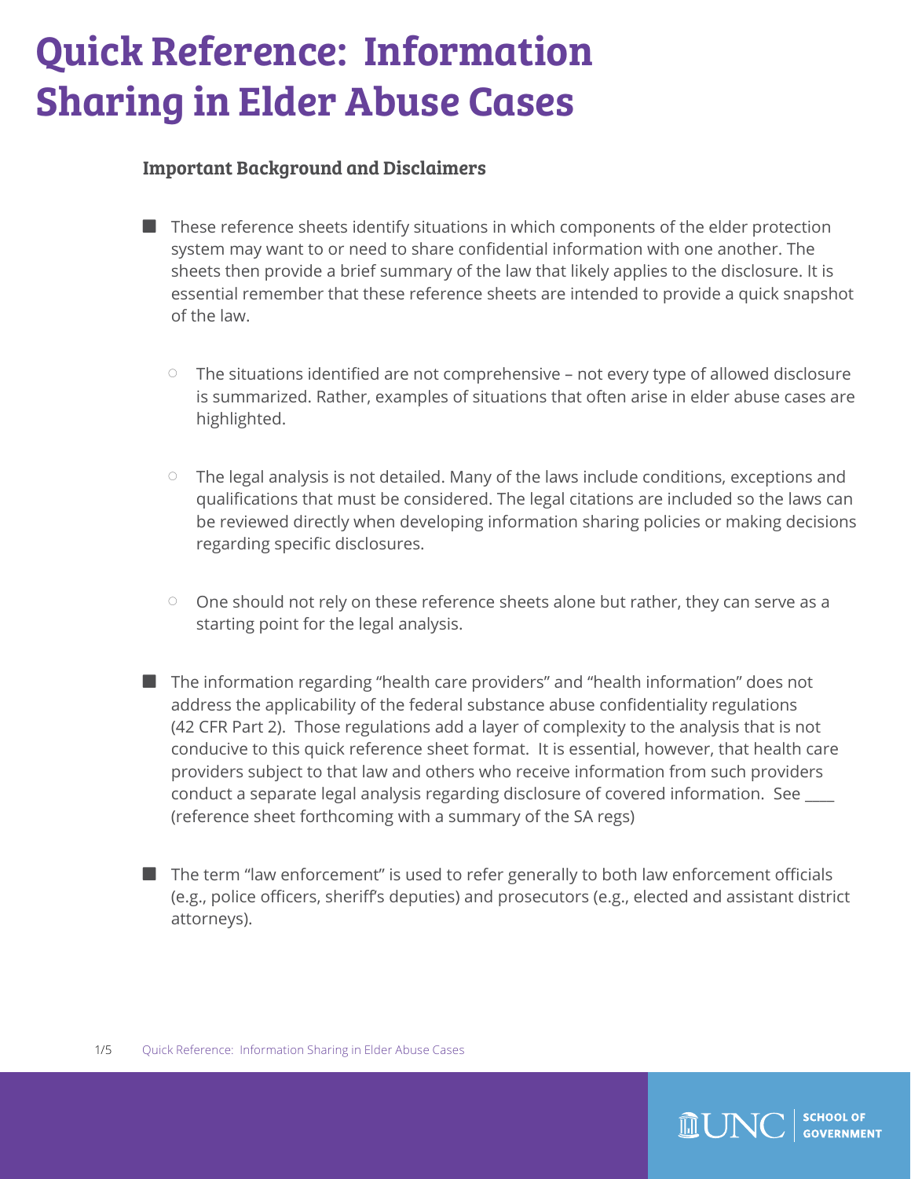# Quick Reference: Information Sharing in Elder Abuse Cases

### Important Background and Disclaimers

- These reference sheets identify situations in which components of the elder protection system may want to or need to share confidential information with one another. The sheets then provide a brief summary of the law that likely applies to the disclosure. It is essential remember that these reference sheets are intended to provide a quick snapshot of the law.
  - The situations identified are not comprehensive – not every type of allowed disclosure is summarized. Rather, examples of situations that often arise in elder abuse cases are highlighted.
  - The legal analysis is not detailed. Many of the laws include conditions, exceptions and qualifications that must be considered. The legal citations are included so the laws can be reviewed directly when developing information sharing policies or making decisions regarding specific disclosures.
  - One should not rely on these reference sheets alone but rather, they can serve as a starting point for the legal analysis.
- The information regarding "health care providers" and "health information" does not address the applicability of the federal substance abuse confidentiality regulations (42 CFR Part 2). Those regulations add a layer of complexity to the analysis that is not conducive to this quick reference sheet format. It is essential, however, that health care providers subject to that law and others who receive information from such providers conduct a separate legal analysis regarding disclosure of covered information. See ____ (reference sheet forthcoming with a summary of the SA regs)
- The term "law enforcement" is used to refer generally to both law enforcement officials (e.g., police officers, sheriff's deputies) and prosecutors (e.g., elected and assistant district attorneys).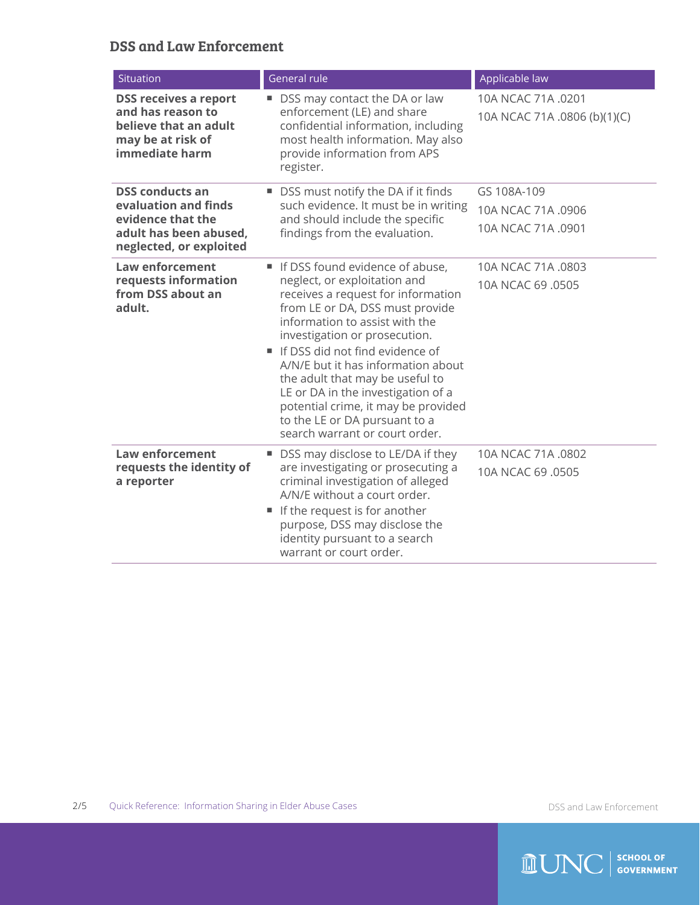## DSS and Law Enforcement

| Situation | General rule | Applicable law |
|---|---|---|
| **DSS receives a report and has reason to believe that an adult may be at risk of immediate harm** | ■ DSS may contact the DA or law enforcement (LE) and share confidential information, including most health information. May also provide information from APS register. | 10A NCAC 71A .0201<br>10A NCAC 71A .0806 (b)(1)(C) |
| **DSS conducts an evaluation and finds evidence that the adult has been abused, neglected, or exploited** | ■ DSS must notify the DA if it finds such evidence. It must be in writing and should include the specific findings from the evaluation. | GS 108A-109<br>10A NCAC 71A .0906<br>10A NCAC 71A .0901 |
| **Law enforcement requests information from DSS about an adult.** | ■ If DSS found evidence of abuse, neglect, or exploitation and receives a request for information from LE or DA, DSS must provide information to assist with the investigation or prosecution.<br>■ If DSS did not find evidence of A/N/E but it has information about the adult that may be useful to LE or DA in the investigation of a potential crime, it may be provided to the LE or DA pursuant to a search warrant or court order. | 10A NCAC 71A .0803<br>10A NCAC 69 .0505 |
| **Law enforcement requests the identity of a reporter** | ■ DSS may disclose to LE/DA if they are investigating or prosecuting a criminal investigation of alleged A/N/E without a court order.<br>■ If the request is for another purpose, DSS may disclose the identity pursuant to a search warrant or court order. | 10A NCAC 71A .0802<br>10A NCAC 69 .0505 |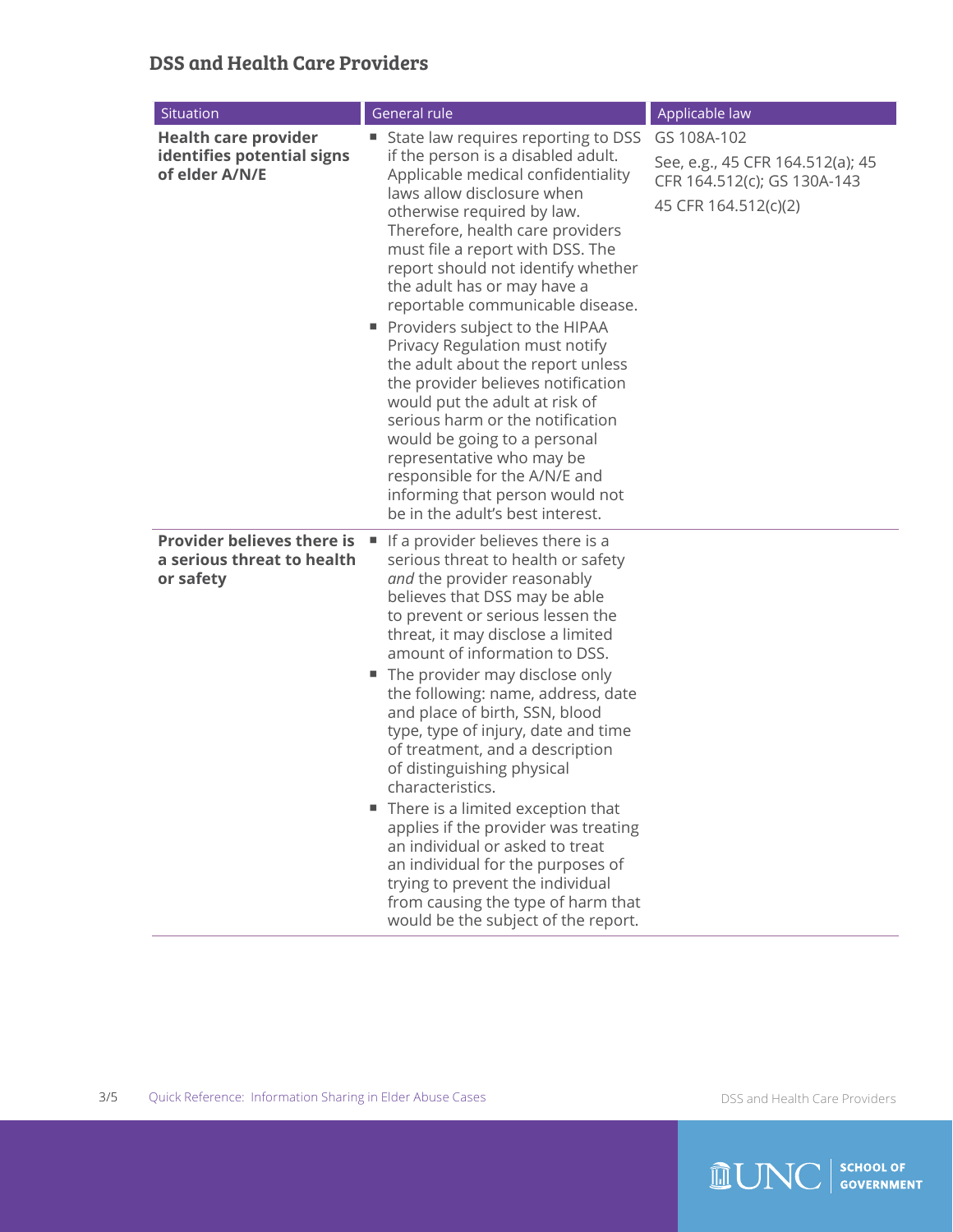## DSS and Health Care Providers

| Situation | General rule | Applicable law |
| --- | --- | --- |
| **Health care provider identifies potential signs of elder A/N/E** | ▪ State law requires reporting to DSS if the person is a disabled adult. Applicable medical confidentiality laws allow disclosure when otherwise required by law. Therefore, health care providers must file a report with DSS. The report should not identify whether the adult has or may have a reportable communicable disease.<br>▪ Providers subject to the HIPAA Privacy Regulation must notify the adult about the report unless the provider believes notification would put the adult at risk of serious harm or the notification would be going to a personal representative who may be responsible for the A/N/E and informing that person would not be in the adult's best interest. | GS 108A-102<br>See, e.g., 45 CFR 164.512(a); 45 CFR 164.512(c); GS 130A-143<br>45 CFR 164.512(c)(2) |
| **Provider believes there is a serious threat to health or safety** | ▪ If a provider believes there is a serious threat to health or safety *and* the provider reasonably believes that DSS may be able to prevent or serious lessen the threat, it may disclose a limited amount of information to DSS.<br>▪ The provider may disclose only the following: name, address, date and place of birth, SSN, blood type, type of injury, date and time of treatment, and a description of distinguishing physical characteristics.<br>▪ There is a limited exception that applies if the provider was treating an individual or asked to treat an individual for the purposes of trying to prevent the individual from causing the type of harm that would be the subject of the report. | |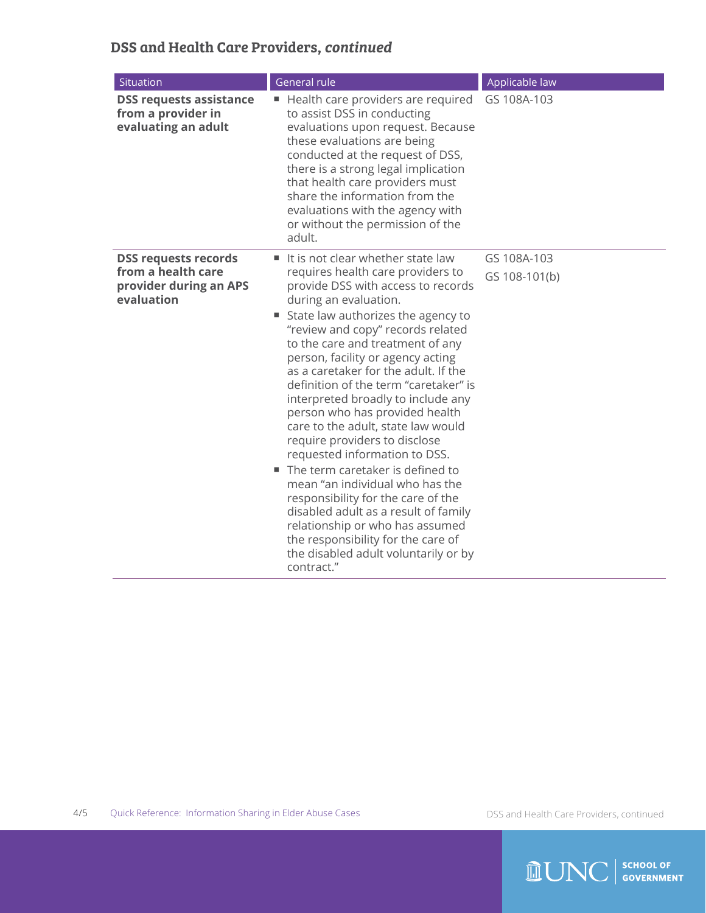## DSS and Health Care Providers, *continued*

| Situation | General rule | Applicable law |
|---|---|---|
| **DSS requests assistance from a provider in evaluating an adult** | ▪ Health care providers are required to assist DSS in conducting evaluations upon request. Because these evaluations are being conducted at the request of DSS, there is a strong legal implication that health care providers must share the information from the evaluations with the agency with or without the permission of the adult. | GS 108A-103 |
| **DSS requests records from a health care provider during an APS evaluation** | ▪ It is not clear whether state law requires health care providers to provide DSS with access to records during an evaluation.<br>▪ State law authorizes the agency to "review and copy" records related to the care and treatment of any person, facility or agency acting as a caretaker for the adult. If the definition of the term "caretaker" is interpreted broadly to include any person who has provided health care to the adult, state law would require providers to disclose requested information to DSS.<br>▪ The term caretaker is defined to mean "an individual who has the responsibility for the care of the disabled adult as a result of family relationship or who has assumed the responsibility for the care of the disabled adult voluntarily or by contract." | GS 108A-103<br>GS 108-101(b) |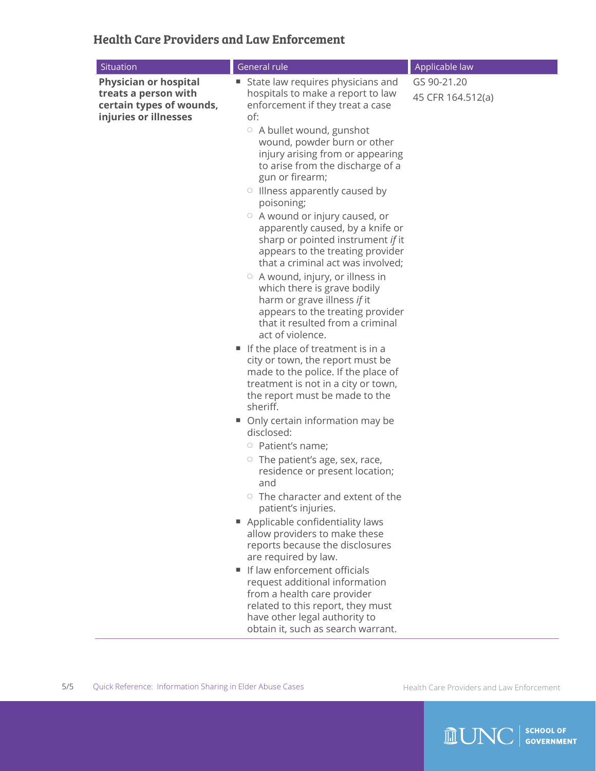## Health Care Providers and Law Enforcement

| Situation | General rule | Applicable law |
|---|---|---|
| **Physician or hospital treats a person with certain types of wounds, injuries or illnesses** | ▪ State law requires physicians and hospitals to make a report to law enforcement if they treat a case of:<br>○ A bullet wound, gunshot wound, powder burn or other injury arising from or appearing to arise from the discharge of a gun or firearm;<br>○ Illness apparently caused by poisoning;<br>○ A wound or injury caused, or apparently caused, by a knife or sharp or pointed instrument *if* it appears to the treating provider that a criminal act was involved;<br>○ A wound, injury, or illness in which there is grave bodily harm or grave illness *if* it appears to the treating provider that it resulted from a criminal act of violence.<br>▪ If the place of treatment is in a city or town, the report must be made to the police. If the place of treatment is not in a city or town, the report must be made to the sheriff.<br>▪ Only certain information may be disclosed:<br>○ Patient's name;<br>○ The patient's age, sex, race, residence or present location; and<br>○ The character and extent of the patient's injuries.<br>▪ Applicable confidentiality laws allow providers to make these reports because the disclosures are required by law.<br>▪ If law enforcement officials request additional information from a health care provider related to this report, they must have other legal authority to obtain it, such as search warrant. | GS 90-21.20<br>45 CFR 164.512(a) |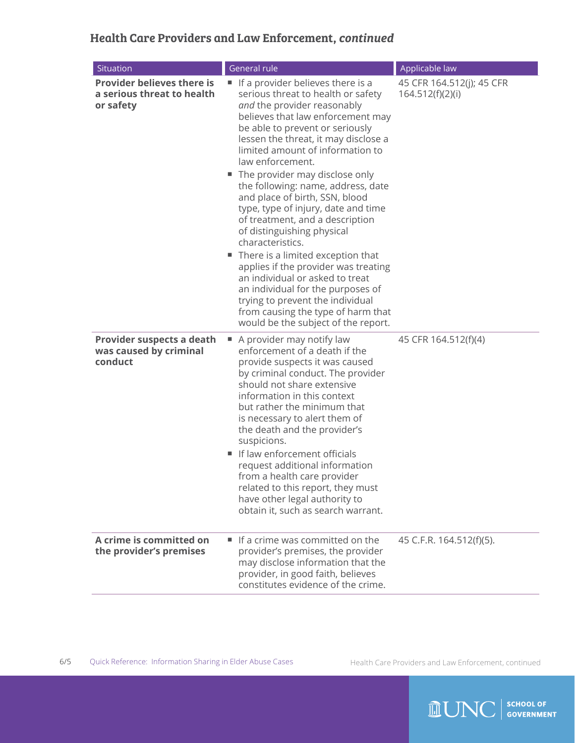## Health Care Providers and Law Enforcement, *continued*

| Situation | General rule | Applicable law |
|---|---|---|
| **Provider believes there is a serious threat to health or safety** | ■ If a provider believes there is a serious threat to health or safety *and* the provider reasonably believes that law enforcement may be able to prevent or seriously lessen the threat, it may disclose a limited amount of information to law enforcement.<br>■ The provider may disclose only the following: name, address, date and place of birth, SSN, blood type, type of injury, date and time of treatment, and a description of distinguishing physical characteristics.<br>■ There is a limited exception that applies if the provider was treating an individual or asked to treat an individual for the purposes of trying to prevent the individual from causing the type of harm that would be the subject of the report. | 45 CFR 164.512(j); 45 CFR 164.512(f)(2)(i) |
| **Provider suspects a death was caused by criminal conduct** | ■ A provider may notify law enforcement of a death if the provide suspects it was caused by criminal conduct. The provider should not share extensive information in this context but rather the minimum that is necessary to alert them of the death and the provider's suspicions.<br>■ If law enforcement officials request additional information from a health care provider related to this report, they must have other legal authority to obtain it, such as search warrant. | 45 CFR 164.512(f)(4) |
| **A crime is committed on the provider's premises** | ■ If a crime was committed on the provider's premises, the provider may disclose information that the provider, in good faith, believes constitutes evidence of the crime. | 45 C.F.R. 164.512(f)(5). |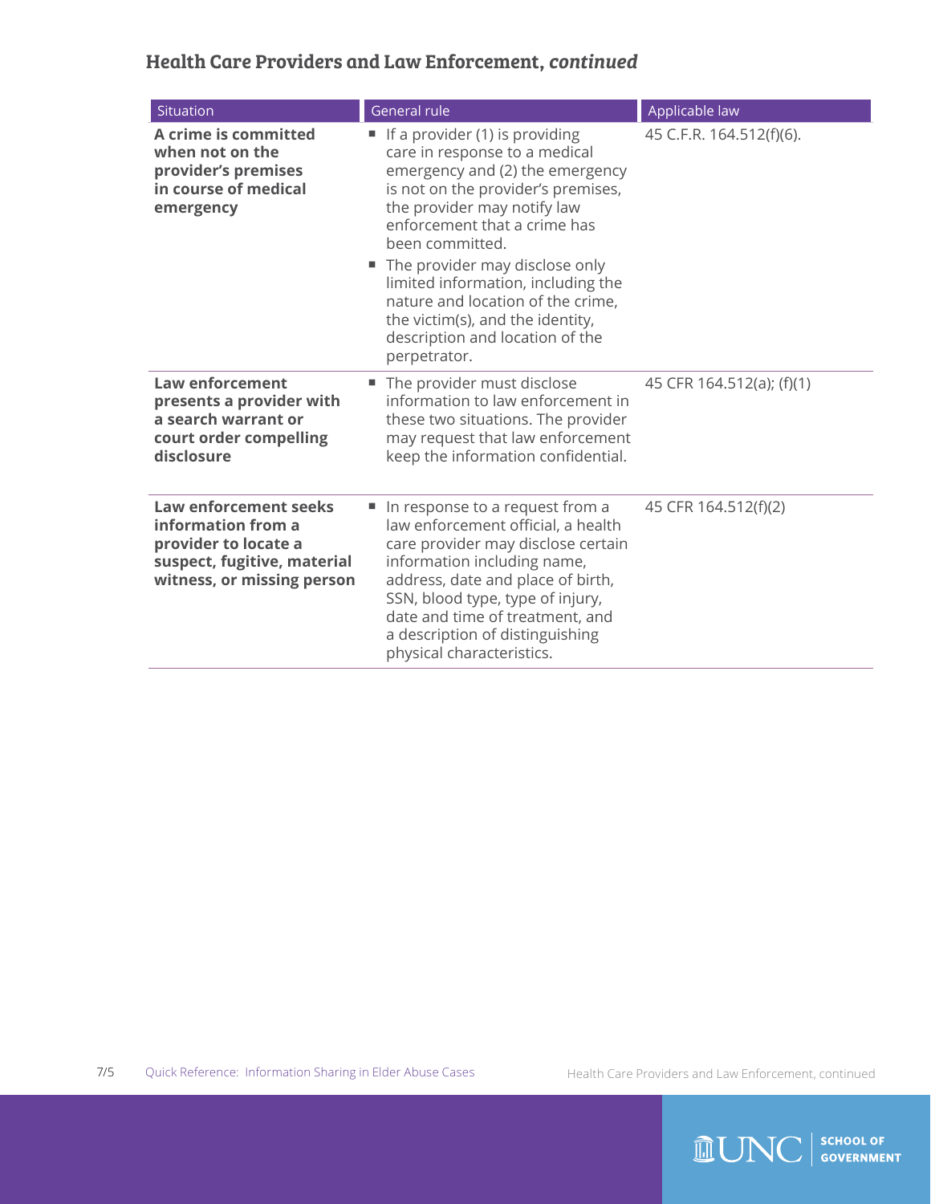## Health Care Providers and Law Enforcement, *continued*

| Situation | General rule | Applicable law |
|---|---|---|
| **A crime is committed when not on the provider's premises in course of medical emergency** | ▪ If a provider (1) is providing care in response to a medical emergency and (2) the emergency is not on the provider's premises, the provider may notify law enforcement that a crime has been committed.<br>▪ The provider may disclose only limited information, including the nature and location of the crime, the victim(s), and the identity, description and location of the perpetrator. | 45 C.F.R. 164.512(f)(6). |
| **Law enforcement presents a provider with a search warrant or court order compelling disclosure** | ▪ The provider must disclose information to law enforcement in these two situations. The provider may request that law enforcement keep the information confidential. | 45 CFR 164.512(a); (f)(1) |
| **Law enforcement seeks information from a provider to locate a suspect, fugitive, material witness, or missing person** | ▪ In response to a request from a law enforcement official, a health care provider may disclose certain information including name, address, date and place of birth, SSN, blood type, type of injury, date and time of treatment, and a description of distinguishing physical characteristics. | 45 CFR 164.512(f)(2) |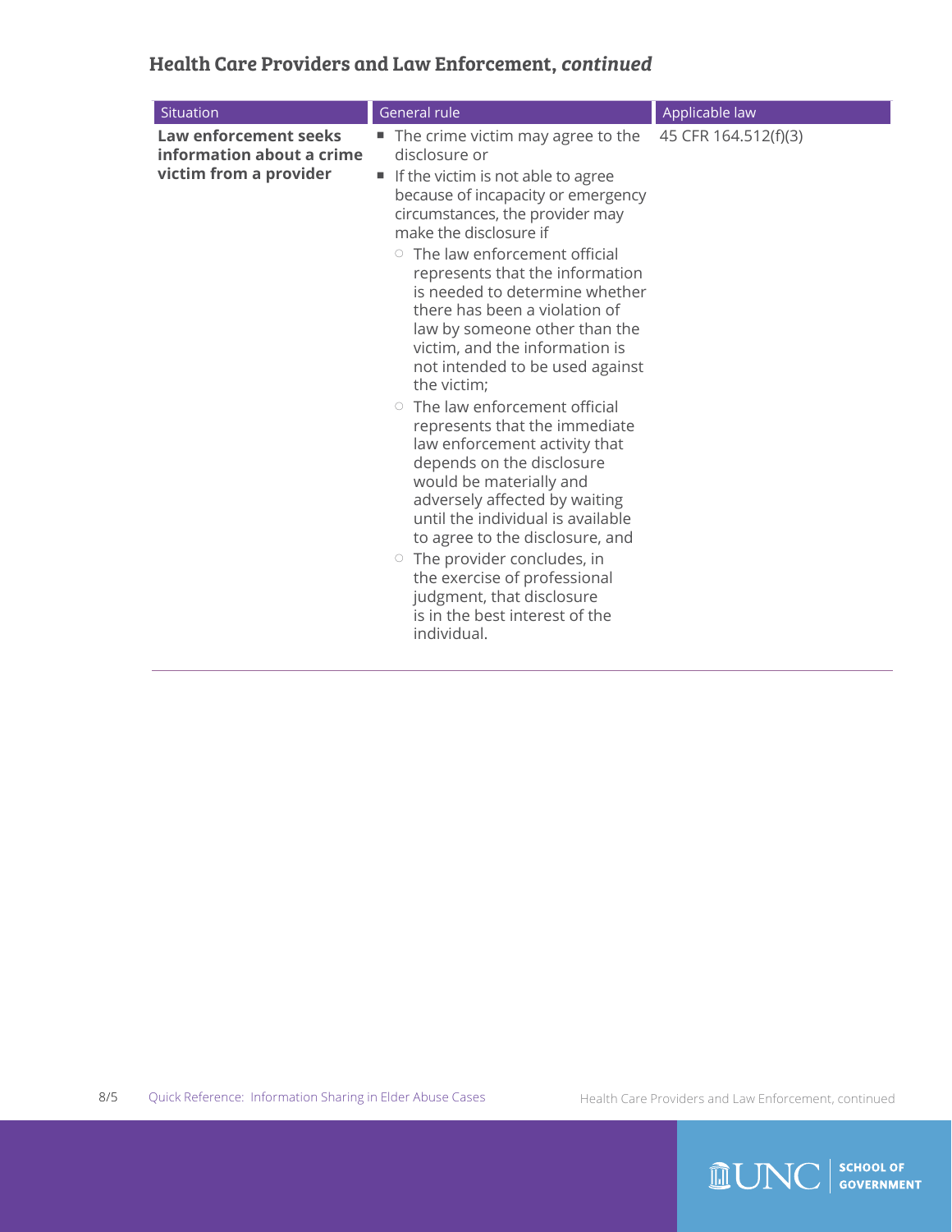## Health Care Providers and Law Enforcement, *continued*

| Situation | General rule | Applicable law |
|---|---|---|
| **Law enforcement seeks information about a crime victim from a provider** | ■ The crime victim may agree to the disclosure or<br>■ If the victim is not able to agree because of incapacity or emergency circumstances, the provider may make the disclosure if<br>○ The law enforcement official represents that the information is needed to determine whether there has been a violation of law by someone other than the victim, and the information is not intended to be used against the victim;<br>○ The law enforcement official represents that the immediate law enforcement activity that depends on the disclosure would be materially and adversely affected by waiting until the individual is available to agree to the disclosure, and<br>○ The provider concludes, in the exercise of professional judgment, that disclosure is in the best interest of the individual. | 45 CFR 164.512(f)(3) |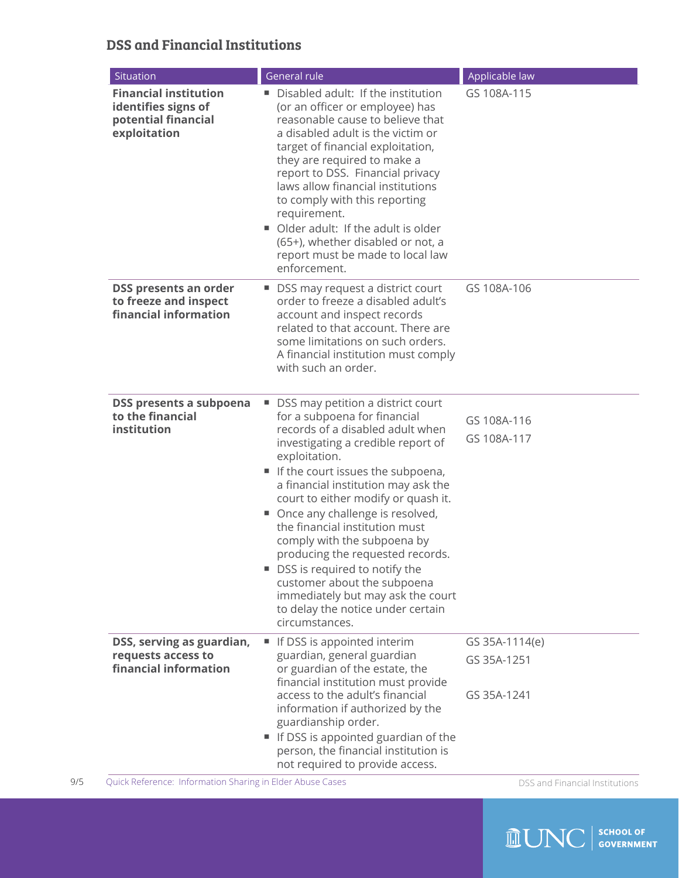## DSS and Financial Institutions

| Situation | General rule | Applicable law |
|---|---|---|
| **Financial institution identifies signs of potential financial exploitation** | ▪ Disabled adult: If the institution (or an officer or employee) has reasonable cause to believe that a disabled adult is the victim or target of financial exploitation, they are required to make a report to DSS. Financial privacy laws allow financial institutions to comply with this reporting requirement.<br>▪ Older adult: If the adult is older (65+), whether disabled or not, a report must be made to local law enforcement. | GS 108A-115 |
| **DSS presents an order to freeze and inspect financial information** | ▪ DSS may request a district court order to freeze a disabled adult's account and inspect records related to that account. There are some limitations on such orders. A financial institution must comply with such an order. | GS 108A-106 |
| **DSS presents a subpoena to the financial institution** | ▪ DSS may petition a district court for a subpoena for financial records of a disabled adult when investigating a credible report of exploitation.<br>▪ If the court issues the subpoena, a financial institution may ask the court to either modify or quash it.<br>▪ Once any challenge is resolved, the financial institution must comply with the subpoena by producing the requested records.<br>▪ DSS is required to notify the customer about the subpoena immediately but may ask the court to delay the notice under certain circumstances. | GS 108A-116<br>GS 108A-117 |
| **DSS, serving as guardian, requests access to financial information** | ▪ If DSS is appointed interim guardian, general guardian or guardian of the estate, the financial institution must provide access to the adult's financial information if authorized by the guardianship order.<br>▪ If DSS is appointed guardian of the person, the financial institution is not required to provide access. | GS 35A-1114(e)<br>GS 35A-1251<br>GS 35A-1241 |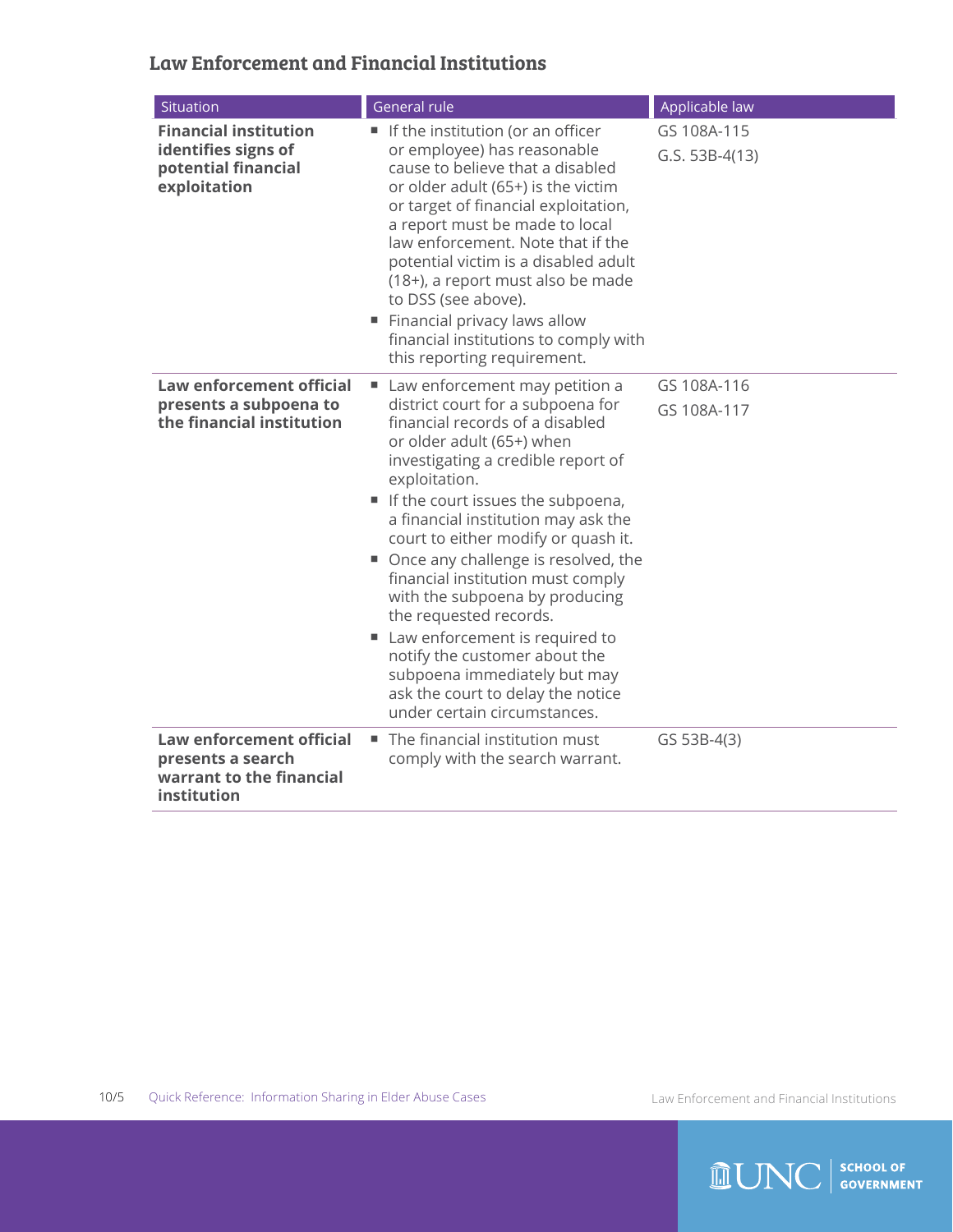## Law Enforcement and Financial Institutions

| Situation | General rule | Applicable law |
|---|---|---|
| **Financial institution identifies signs of potential financial exploitation** | ■ If the institution (or an officer or employee) has reasonable cause to believe that a disabled or older adult (65+) is the victim or target of financial exploitation, a report must be made to local law enforcement. Note that if the potential victim is a disabled adult (18+), a report must also be made to DSS (see above).<br>■ Financial privacy laws allow financial institutions to comply with this reporting requirement. | GS 108A-115<br>G.S. 53B-4(13) |
| **Law enforcement official presents a subpoena to the financial institution** | ■ Law enforcement may petition a district court for a subpoena for financial records of a disabled or older adult (65+) when investigating a credible report of exploitation.<br>■ If the court issues the subpoena, a financial institution may ask the court to either modify or quash it.<br>■ Once any challenge is resolved, the financial institution must comply with the subpoena by producing the requested records.<br>■ Law enforcement is required to notify the customer about the subpoena immediately but may ask the court to delay the notice under certain circumstances. | GS 108A-116<br>GS 108A-117 |
| **Law enforcement official presents a search warrant to the financial institution** | ■ The financial institution must comply with the search warrant. | GS 53B-4(3) |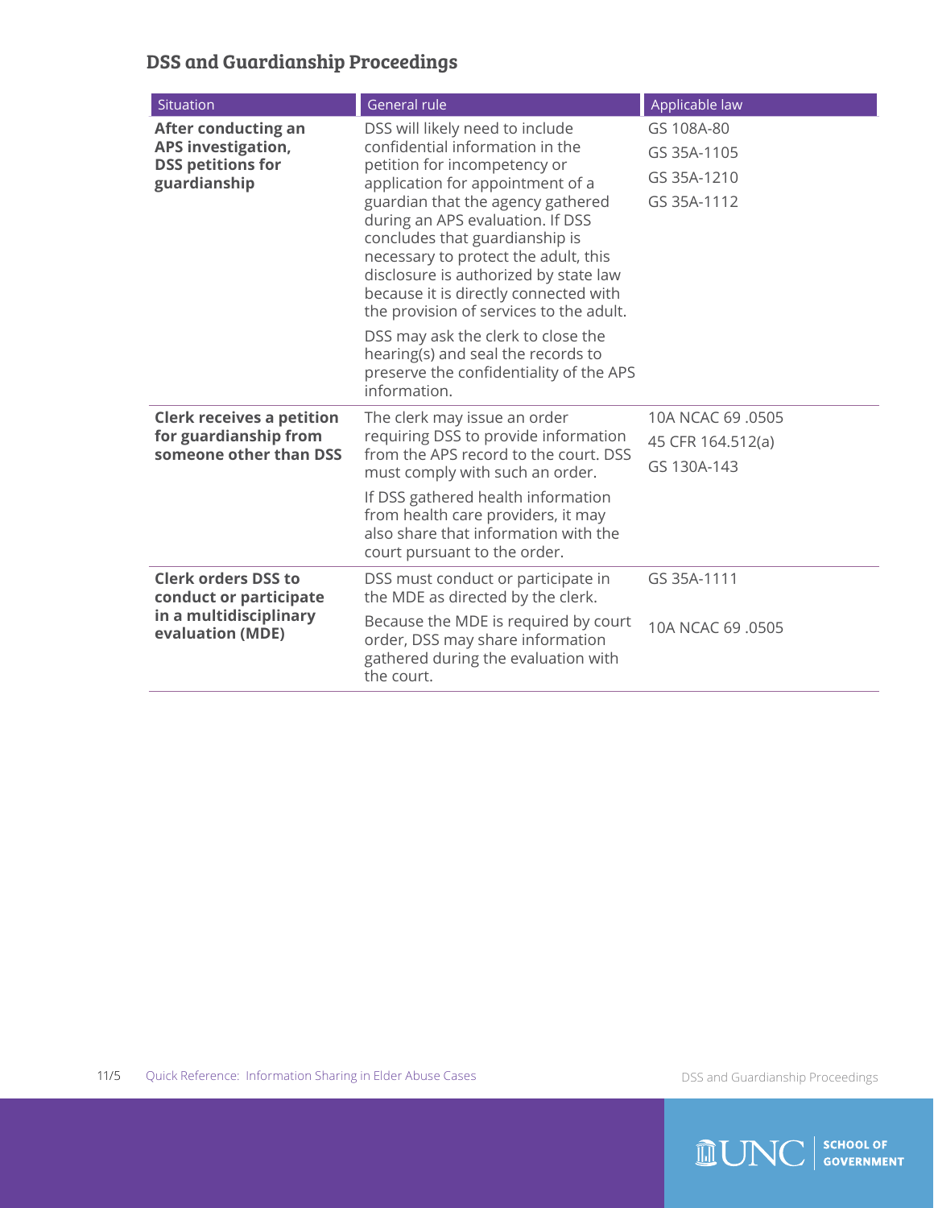## DSS and Guardianship Proceedings

| Situation | General rule | Applicable law |
|---|---|---|
| **After conducting an APS investigation, DSS petitions for guardianship** | DSS will likely need to include confidential information in the petition for incompetency or application for appointment of a guardian that the agency gathered during an APS evaluation. If DSS concludes that guardianship is necessary to protect the adult, this disclosure is authorized by state law because it is directly connected with the provision of services to the adult.<br><br>DSS may ask the clerk to close the hearing(s) and seal the records to preserve the confidentiality of the APS information. | GS 108A-80<br>GS 35A-1105<br>GS 35A-1210<br>GS 35A-1112 |
| **Clerk receives a petition for guardianship from someone other than DSS** | The clerk may issue an order requiring DSS to provide information from the APS record to the court. DSS must comply with such an order.<br><br>If DSS gathered health information from health care providers, it may also share that information with the court pursuant to the order. | 10A NCAC 69 .0505<br>45 CFR 164.512(a)<br>GS 130A-143 |
| **Clerk orders DSS to conduct or participate in a multidisciplinary evaluation (MDE)** | DSS must conduct or participate in the MDE as directed by the clerk.<br><br>Because the MDE is required by court order, DSS may share information gathered during the evaluation with the court. | GS 35A-1111<br><br>10A NCAC 69 .0505 |